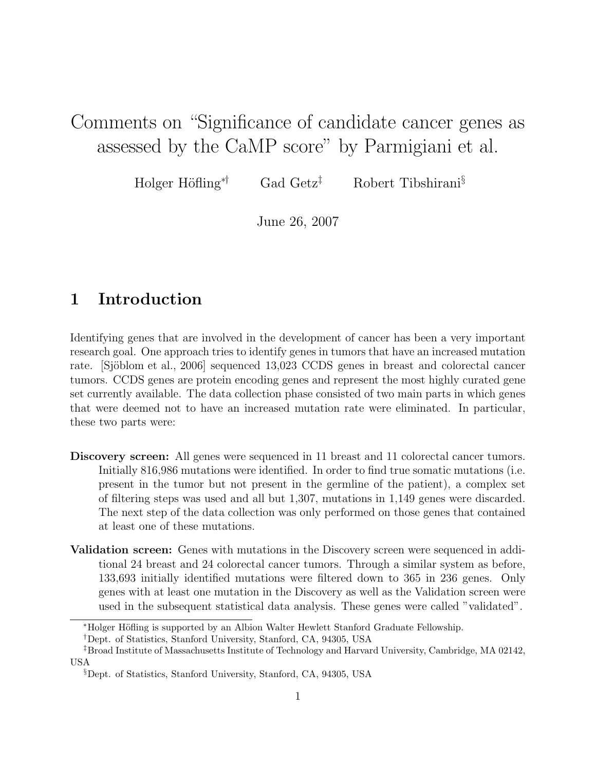# Comments on "Significance of candidate cancer genes as assessed by the CaMP score" by Parmigiani et al.

Holger Höfling[*][†] Gad Getz[‡] Robert Tibshirani[§]

June 26, 2007

## 1 Introduction

Identifying genes that are involved in the development of cancer has been a very important research goal. One approach tries to identify genes in tumors that have an increased mutation rate. [Sjöblom et al., 2006] sequenced 13,023 CCDS genes in breast and colorectal cancer tumors. CCDS genes are protein encoding genes and represent the most highly curated gene set currently available. The data collection phase consisted of two main parts in which genes that were deemed not to have an increased mutation rate were eliminated. In particular, these two parts were:

**Discovery screen:** All genes were sequenced in 11 breast and 11 colorectal cancer tumors. Initially 816,986 mutations were identified. In order to find true somatic mutations (i.e. present in the tumor but not present in the germline of the patient), a complex set of filtering steps was used and all but 1,307, mutations in 1,149 genes were discarded. The next step of the data collection was only performed on those genes that contained at least one of these mutations.

**Validation screen:** Genes with mutations in the Discovery screen were sequenced in additional 24 breast and 24 colorectal cancer tumors. Through a similar system as before, 133,693 initially identified mutations were filtered down to 365 in 236 genes. Only genes with at least one mutation in the Discovery as well as the Validation screen were used in the subsequent statistical data analysis. These genes were called "validated".

---

[*] Holger Höfling is supported by an Albion Walter Hewlett Stanford Graduate Fellowship.

[†] Dept. of Statistics, Stanford University, Stanford, CA, 94305, USA

[‡] Broad Institute of Massachusetts Institute of Technology and Harvard University, Cambridge, MA 02142, USA

[§] Dept. of Statistics, Stanford University, Stanford, CA, 94305, USA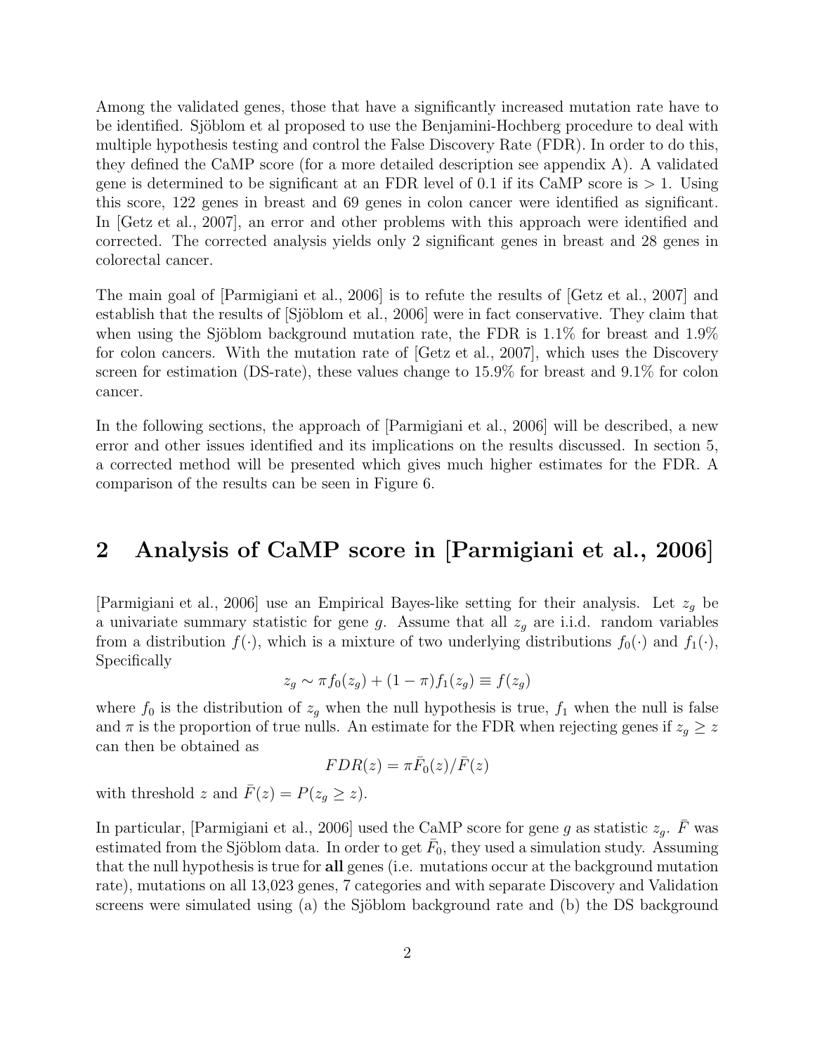Among the validated genes, those that have a significantly increased mutation rate have to be identified. Sjöblom et al proposed to use the Benjamini-Hochberg procedure to deal with multiple hypothesis testing and control the False Discovery Rate (FDR). In order to do this, they defined the CaMP score (for a more detailed description see appendix A). A validated gene is determined to be significant at an FDR level of 0.1 if its CaMP score is $> 1$. Using this score, 122 genes in breast and 69 genes in colon cancer were identified as significant. In [Getz et al., 2007], an error and other problems with this approach were identified and corrected. The corrected analysis yields only 2 significant genes in breast and 28 genes in colorectal cancer.

The main goal of [Parmigiani et al., 2006] is to refute the results of [Getz et al., 2007] and establish that the results of [Sjöblom et al., 2006] were in fact conservative. They claim that when using the Sjöblom background mutation rate, the FDR is 1.1% for breast and 1.9% for colon cancers. With the mutation rate of [Getz et al., 2007], which uses the Discovery screen for estimation (DS-rate), these values change to 15.9% for breast and 9.1% for colon cancer.

In the following sections, the approach of [Parmigiani et al., 2006] will be described, a new error and other issues identified and its implications on the results discussed. In section 5, a corrected method will be presented which gives much higher estimates for the FDR. A comparison of the results can be seen in Figure 6.

## 2 Analysis of CaMP score in [Parmigiani et al., 2006]

[Parmigiani et al., 2006] use an Empirical Bayes-like setting for their analysis. Let $z_g$ be a univariate summary statistic for gene $g$. Assume that all $z_g$ are i.i.d. random variables from a distribution $f(\cdot)$, which is a mixture of two underlying distributions $f_0(\cdot)$ and $f_1(\cdot)$, Specifically

$$z_g \sim \pi f_0(z_g) + (1-\pi) f_1(z_g) \equiv f(z_g)$$

where $f_0$ is the distribution of $z_g$ when the null hypothesis is true, $f_1$ when the null is false and $\pi$ is the proportion of true nulls. An estimate for the FDR when rejecting genes if $z_g \geq z$ can then be obtained as

$$FDR(z) = \pi \bar{F}_0(z)/\bar{F}(z)$$

with threshold $z$ and $\bar{F}(z) = P(z_g \geq z)$.

In particular, [Parmigiani et al., 2006] used the CaMP score for gene $g$ as statistic $z_g$. $\bar{F}$ was estimated from the Sjöblom data. In order to get $\bar{F}_0$, they used a simulation study. Assuming that the null hypothesis is true for **all** genes (i.e. mutations occur at the background mutation rate), mutations on all 13,023 genes, 7 categories and with separate Discovery and Validation screens were simulated using (a) the Sjöblom background rate and (b) the DS background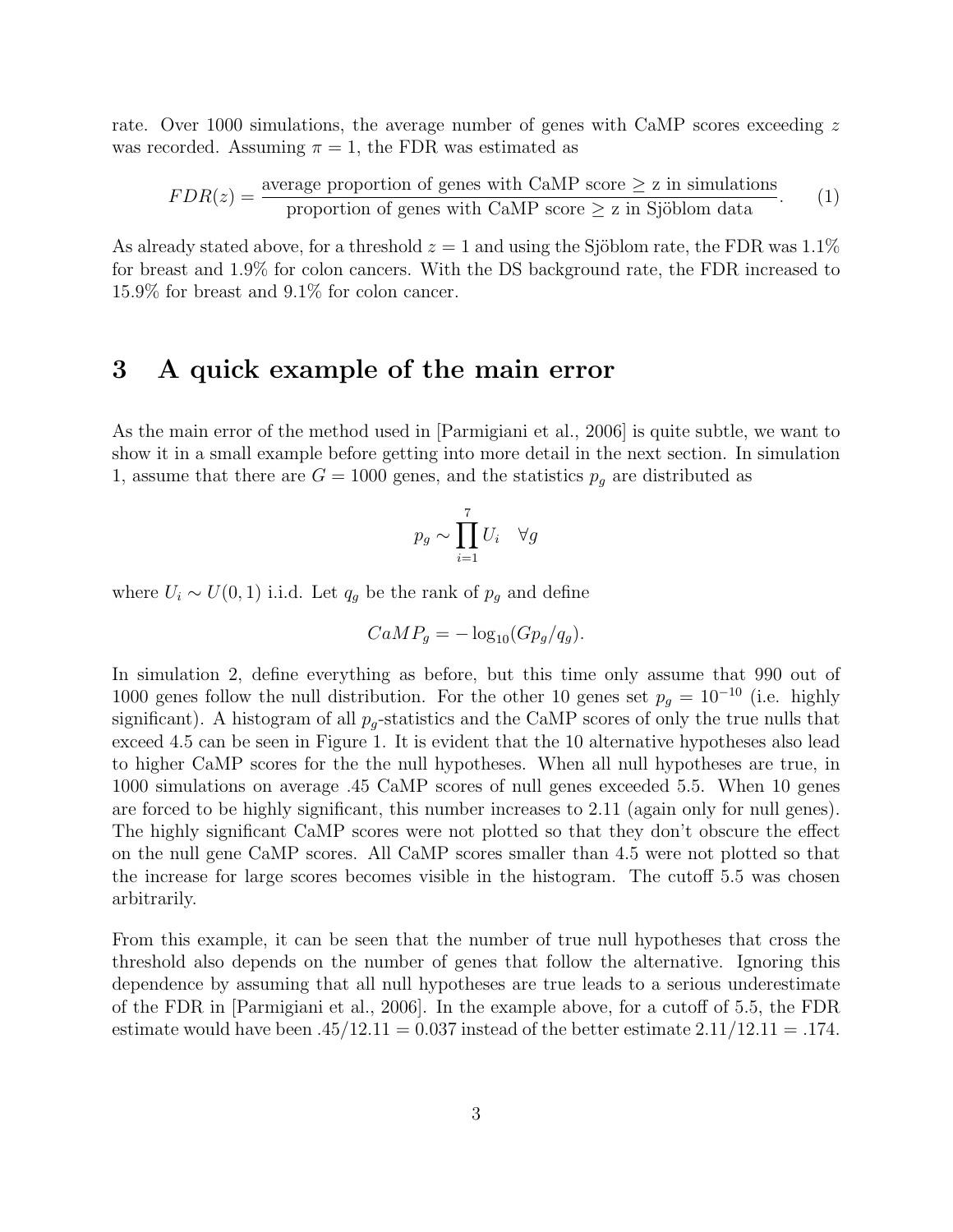rate. Over 1000 simulations, the average number of genes with CaMP scores exceeding $z$ was recorded. Assuming $\pi = 1$, the FDR was estimated as

$$FDR(z) = \frac{\text{average proportion of genes with CaMP score} \geq \text{z in simulations}}{\text{proportion of genes with CaMP score} \geq \text{z in Sjöblom data}}. \quad (1)$$

As already stated above, for a threshold $z = 1$ and using the Sjöblom rate, the FDR was 1.1% for breast and 1.9% for colon cancers. With the DS background rate, the FDR increased to 15.9% for breast and 9.1% for colon cancer.

## 3 A quick example of the main error

As the main error of the method used in [Parmigiani et al., 2006] is quite subtle, we want to show it in a small example before getting into more detail in the next section. In simulation 1, assume that there are $G = 1000$ genes, and the statistics $p_g$ are distributed as

$$p_g \sim \prod_{i=1}^{7} U_i \quad \forall g$$

where $U_i \sim U(0, 1)$ i.i.d. Let $q_g$ be the rank of $p_g$ and define

$$CaMP_g = -\log_{10}(Gp_g/q_g).$$

In simulation 2, define everything as before, but this time only assume that 990 out of 1000 genes follow the null distribution. For the other 10 genes set $p_g = 10^{-10}$ (i.e. highly significant). A histogram of all $p_g$-statistics and the CaMP scores of only the true nulls that exceed 4.5 can be seen in Figure 1. It is evident that the 10 alternative hypotheses also lead to higher CaMP scores for the the null hypotheses. When all null hypotheses are true, in 1000 simulations on average .45 CaMP scores of null genes exceeded 5.5. When 10 genes are forced to be highly significant, this number increases to 2.11 (again only for null genes). The highly significant CaMP scores were not plotted so that they don't obscure the effect on the null gene CaMP scores. All CaMP scores smaller than 4.5 were not plotted so that the increase for large scores becomes visible in the histogram. The cutoff 5.5 was chosen arbitrarily.

From this example, it can be seen that the number of true null hypotheses that cross the threshold also depends on the number of genes that follow the alternative. Ignoring this dependence by assuming that all null hypotheses are true leads to a serious underestimate of the FDR in [Parmigiani et al., 2006]. In the example above, for a cutoff of 5.5, the FDR estimate would have been $.45/12.11 = 0.037$ instead of the better estimate $2.11/12.11 = .174$.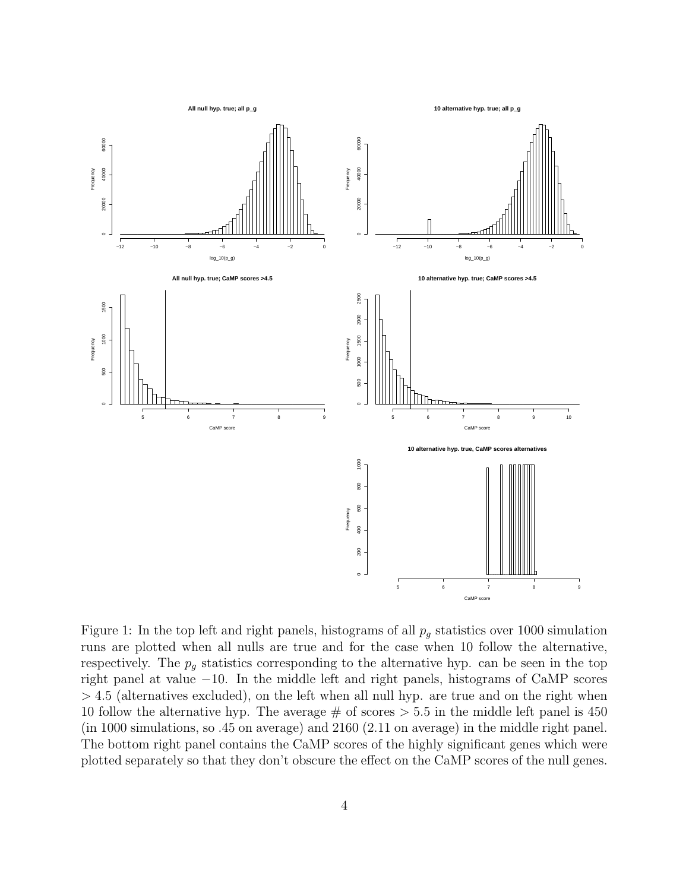Figure 1: In the top left and right panels, histograms of all $p_g$ statistics over 1000 simulation runs are plotted when all nulls are true and for the case when 10 follow the alternative, respectively. The $p_g$ statistics corresponding to the alternative hyp. can be seen in the top right panel at value $-10$. In the middle left and right panels, histograms of CaMP scores $> 4.5$ (alternatives excluded), on the left when all null hyp. are true and on the right when 10 follow the alternative hyp. The average # of scores $> 5.5$ in the middle left panel is 450 (in 1000 simulations, so .45 on average) and 2160 (2.11 on average) in the middle right panel. The bottom right panel contains the CaMP scores of the highly significant genes which were plotted separately so that they don't obscure the effect on the CaMP scores of the null genes.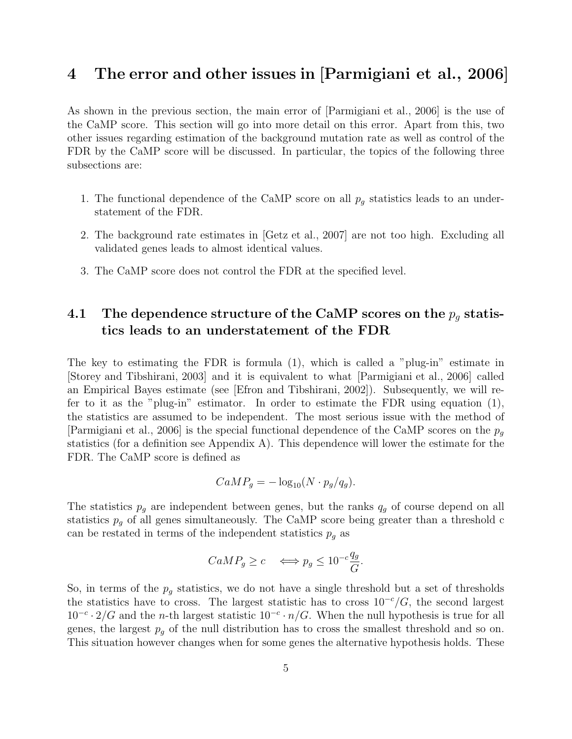# 4 The error and other issues in [Parmigiani et al., 2006]

As shown in the previous section, the main error of [Parmigiani et al., 2006] is the use of the CaMP score. This section will go into more detail on this error. Apart from this, two other issues regarding estimation of the background mutation rate as well as control of the FDR by the CaMP score will be discussed. In particular, the topics of the following three subsections are:

1. The functional dependence of the CaMP score on all $p_g$ statistics leads to an understatement of the FDR.
2. The background rate estimates in [Getz et al., 2007] are not too high. Excluding all validated genes leads to almost identical values.
3. The CaMP score does not control the FDR at the specified level.

## 4.1 The dependence structure of the CaMP scores on the $p_g$ statistics leads to an understatement of the FDR

The key to estimating the FDR is formula (1), which is called a "plug-in" estimate in [Storey and Tibshirani, 2003] and it is equivalent to what [Parmigiani et al., 2006] called an Empirical Bayes estimate (see [Efron and Tibshirani, 2002]). Subsequently, we will refer to it as the "plug-in" estimator. In order to estimate the FDR using equation (1), the statistics are assumed to be independent. The most serious issue with the method of [Parmigiani et al., 2006] is the special functional dependence of the CaMP scores on the $p_g$ statistics (for a definition see Appendix A). This dependence will lower the estimate for the FDR. The CaMP score is defined as

$$CaMP_g = -\log_{10}(N \cdot p_g/q_g).$$

The statistics $p_g$ are independent between genes, but the ranks $q_g$ of course depend on all statistics $p_g$ of all genes simultaneously. The CaMP score being greater than a threshold c can be restated in terms of the independent statistics $p_g$ as

$$CaMP_g \geq c \quad \iff p_g \leq 10^{-c}\frac{q_g}{G}.$$

So, in terms of the $p_g$ statistics, we do not have a single threshold but a set of thresholds the statistics have to cross. The largest statistic has to cross $10^{-c}/G$, the second largest $10^{-c} \cdot 2/G$ and the $n$-th largest statistic $10^{-c} \cdot n/G$. When the null hypothesis is true for all genes, the largest $p_g$ of the null distribution has to cross the smallest threshold and so on. This situation however changes when for some genes the alternative hypothesis holds. These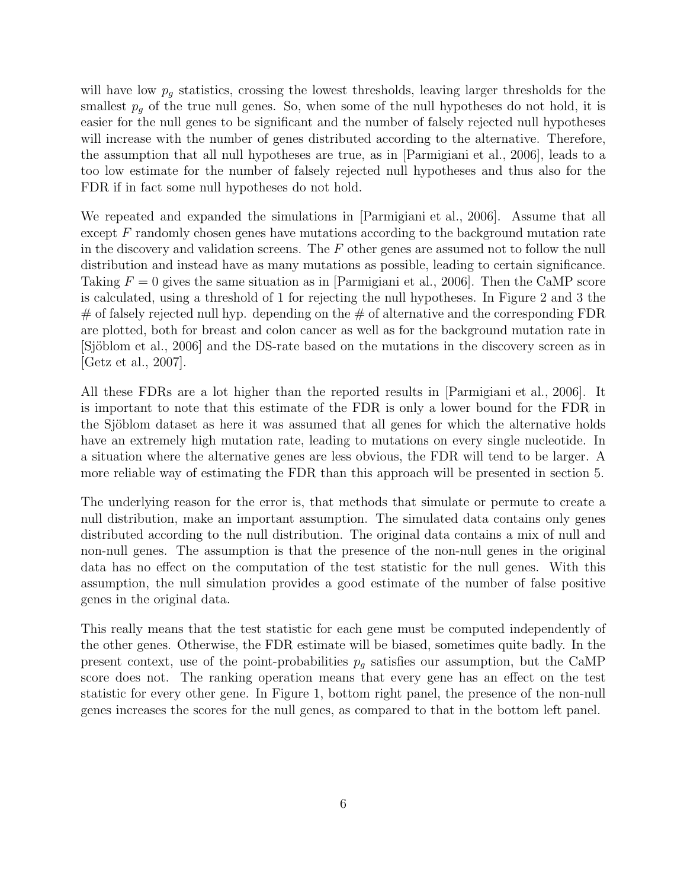will have low $p_g$ statistics, crossing the lowest thresholds, leaving larger thresholds for the smallest $p_g$ of the true null genes. So, when some of the null hypotheses do not hold, it is easier for the null genes to be significant and the number of falsely rejected null hypotheses will increase with the number of genes distributed according to the alternative. Therefore, the assumption that all null hypotheses are true, as in [Parmigiani et al., 2006], leads to a too low estimate for the number of falsely rejected null hypotheses and thus also for the FDR if in fact some null hypotheses do not hold.

We repeated and expanded the simulations in [Parmigiani et al., 2006]. Assume that all except $F$ randomly chosen genes have mutations according to the background mutation rate in the discovery and validation screens. The $F$ other genes are assumed not to follow the null distribution and instead have as many mutations as possible, leading to certain significance. Taking $F = 0$ gives the same situation as in [Parmigiani et al., 2006]. Then the CaMP score is calculated, using a threshold of 1 for rejecting the null hypotheses. In Figure 2 and 3 the # of falsely rejected null hyp. depending on the # of alternative and the corresponding FDR are plotted, both for breast and colon cancer as well as for the background mutation rate in [Sjöblom et al., 2006] and the DS-rate based on the mutations in the discovery screen as in [Getz et al., 2007].

All these FDRs are a lot higher than the reported results in [Parmigiani et al., 2006]. It is important to note that this estimate of the FDR is only a lower bound for the FDR in the Sjöblom dataset as here it was assumed that all genes for which the alternative holds have an extremely high mutation rate, leading to mutations on every single nucleotide. In a situation where the alternative genes are less obvious, the FDR will tend to be larger. A more reliable way of estimating the FDR than this approach will be presented in section 5.

The underlying reason for the error is, that methods that simulate or permute to create a null distribution, make an important assumption. The simulated data contains only genes distributed according to the null distribution. The original data contains a mix of null and non-null genes. The assumption is that the presence of the non-null genes in the original data has no effect on the computation of the test statistic for the null genes. With this assumption, the null simulation provides a good estimate of the number of false positive genes in the original data.

This really means that the test statistic for each gene must be computed independently of the other genes. Otherwise, the FDR estimate will be biased, sometimes quite badly. In the present context, use of the point-probabilities $p_g$ satisfies our assumption, but the CaMP score does not. The ranking operation means that every gene has an effect on the test statistic for every other gene. In Figure 1, bottom right panel, the presence of the non-null genes increases the scores for the null genes, as compared to that in the bottom left panel.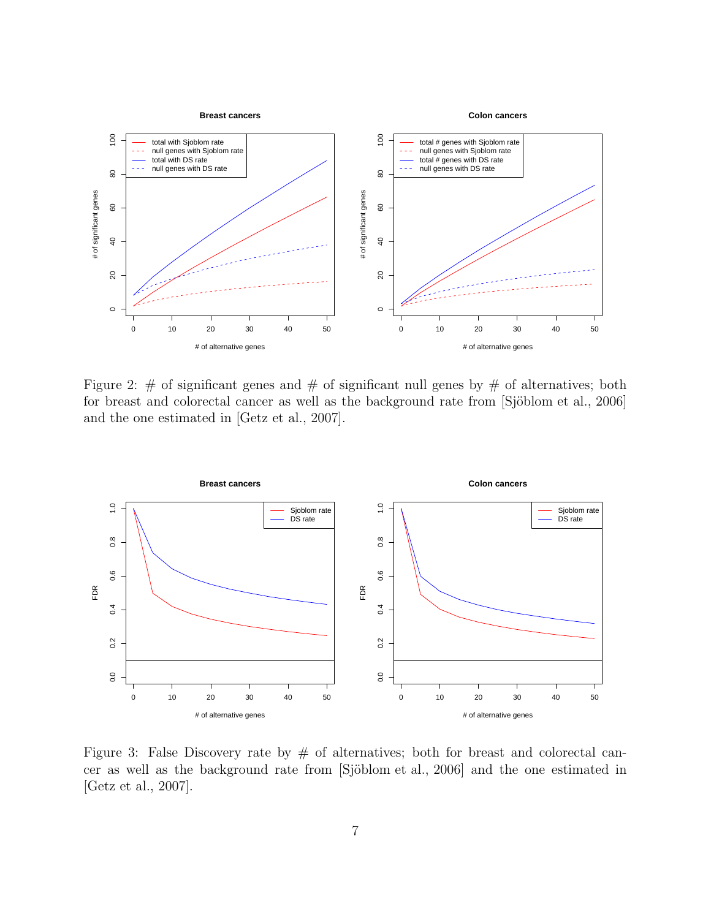Figure 2: # of significant genes and # of significant null genes by # of alternatives; both for breast and colorectal cancer as well as the background rate from [Sjöblom et al., 2006] and the one estimated in [Getz et al., 2007].

Figure 3: False Discovery rate by # of alternatives; both for breast and colorectal cancer as well as the background rate from [Sjöblom et al., 2006] and the one estimated in [Getz et al., 2007].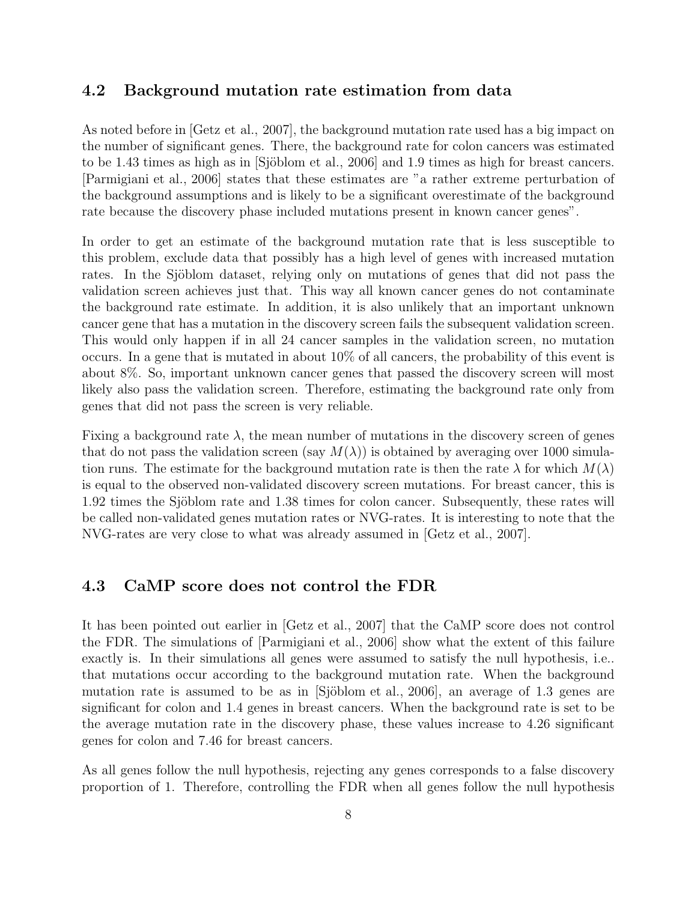## 4.2 Background mutation rate estimation from data

As noted before in [Getz et al., 2007], the background mutation rate used has a big impact on the number of significant genes. There, the background rate for colon cancers was estimated to be 1.43 times as high as in [Sjöblom et al., 2006] and 1.9 times as high for breast cancers. [Parmigiani et al., 2006] states that these estimates are "a rather extreme perturbation of the background assumptions and is likely to be a significant overestimate of the background rate because the discovery phase included mutations present in known cancer genes".

In order to get an estimate of the background mutation rate that is less susceptible to this problem, exclude data that possibly has a high level of genes with increased mutation rates. In the Sjöblom dataset, relying only on mutations of genes that did not pass the validation screen achieves just that. This way all known cancer genes do not contaminate the background rate estimate. In addition, it is also unlikely that an important unknown cancer gene that has a mutation in the discovery screen fails the subsequent validation screen. This would only happen if in all 24 cancer samples in the validation screen, no mutation occurs. In a gene that is mutated in about 10% of all cancers, the probability of this event is about 8%. So, important unknown cancer genes that passed the discovery screen will most likely also pass the validation screen. Therefore, estimating the background rate only from genes that did not pass the screen is very reliable.

Fixing a background rate $\lambda$, the mean number of mutations in the discovery screen of genes that do not pass the validation screen (say $M(\lambda)$) is obtained by averaging over 1000 simulation runs. The estimate for the background mutation rate is then the rate $\lambda$ for which $M(\lambda)$ is equal to the observed non-validated discovery screen mutations. For breast cancer, this is 1.92 times the Sjöblom rate and 1.38 times for colon cancer. Subsequently, these rates will be called non-validated genes mutation rates or NVG-rates. It is interesting to note that the NVG-rates are very close to what was already assumed in [Getz et al., 2007].

## 4.3 CaMP score does not control the FDR

It has been pointed out earlier in [Getz et al., 2007] that the CaMP score does not control the FDR. The simulations of [Parmigiani et al., 2006] show what the extent of this failure exactly is. In their simulations all genes were assumed to satisfy the null hypothesis, i.e.. that mutations occur according to the background mutation rate. When the background mutation rate is assumed to be as in [Sjöblom et al., 2006], an average of 1.3 genes are significant for colon and 1.4 genes in breast cancers. When the background rate is set to be the average mutation rate in the discovery phase, these values increase to 4.26 significant genes for colon and 7.46 for breast cancers.

As all genes follow the null hypothesis, rejecting any genes corresponds to a false discovery proportion of 1. Therefore, controlling the FDR when all genes follow the null hypothesis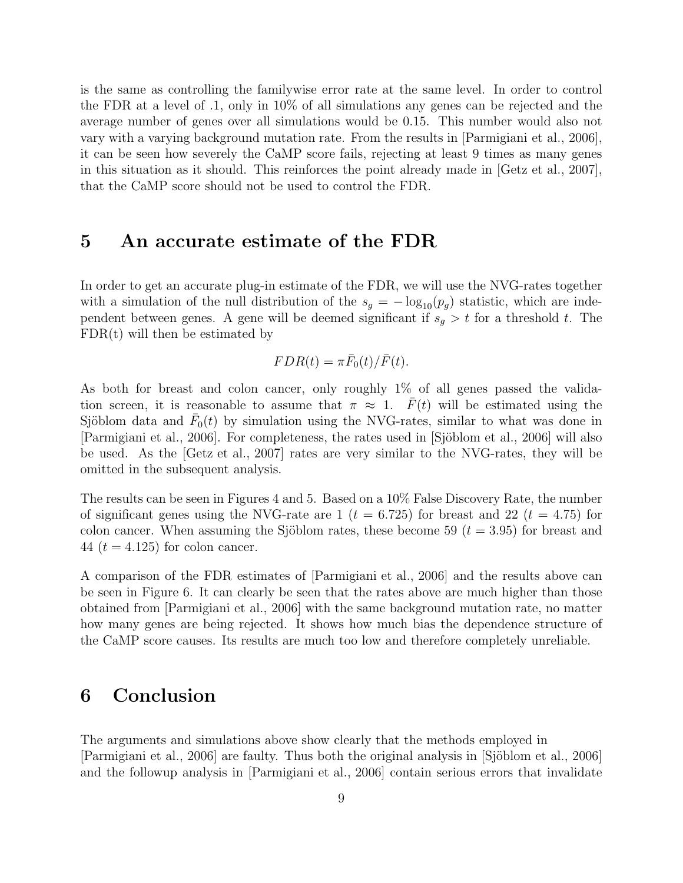is the same as controlling the familywise error rate at the same level. In order to control the FDR at a level of .1, only in 10% of all simulations any genes can be rejected and the average number of genes over all simulations would be 0.15. This number would also not vary with a varying background mutation rate. From the results in [Parmigiani et al., 2006], it can be seen how severely the CaMP score fails, rejecting at least 9 times as many genes in this situation as it should. This reinforces the point already made in [Getz et al., 2007], that the CaMP score should not be used to control the FDR.

## 5 An accurate estimate of the FDR

In order to get an accurate plug-in estimate of the FDR, we will use the NVG-rates together with a simulation of the null distribution of the $s_g = -\log_{10}(p_g)$ statistic, which are independent between genes. A gene will be deemed significant if $s_g > t$ for a threshold $t$. The FDR(t) will then be estimated by

$$FDR(t) = \pi \bar{F}_0(t)/\bar{F}(t).$$

As both for breast and colon cancer, only roughly 1% of all genes passed the validation screen, it is reasonable to assume that $\pi \approx 1$. $\bar{F}(t)$ will be estimated using the Sjöblom data and $\bar{F}_0(t)$ by simulation using the NVG-rates, similar to what was done in [Parmigiani et al., 2006]. For completeness, the rates used in [Sjöblom et al., 2006] will also be used. As the [Getz et al., 2007] rates are very similar to the NVG-rates, they will be omitted in the subsequent analysis.

The results can be seen in Figures 4 and 5. Based on a 10% False Discovery Rate, the number of significant genes using the NVG-rate are 1 ($t = 6.725$) for breast and 22 ($t = 4.75$) for colon cancer. When assuming the Sjöblom rates, these become 59 ($t = 3.95$) for breast and 44 ($t = 4.125$) for colon cancer.

A comparison of the FDR estimates of [Parmigiani et al., 2006] and the results above can be seen in Figure 6. It can clearly be seen that the rates above are much higher than those obtained from [Parmigiani et al., 2006] with the same background mutation rate, no matter how many genes are being rejected. It shows how much bias the dependence structure of the CaMP score causes. Its results are much too low and therefore completely unreliable.

## 6 Conclusion

The arguments and simulations above show clearly that the methods employed in [Parmigiani et al., 2006] are faulty. Thus both the original analysis in [Sjöblom et al., 2006] and the followup analysis in [Parmigiani et al., 2006] contain serious errors that invalidate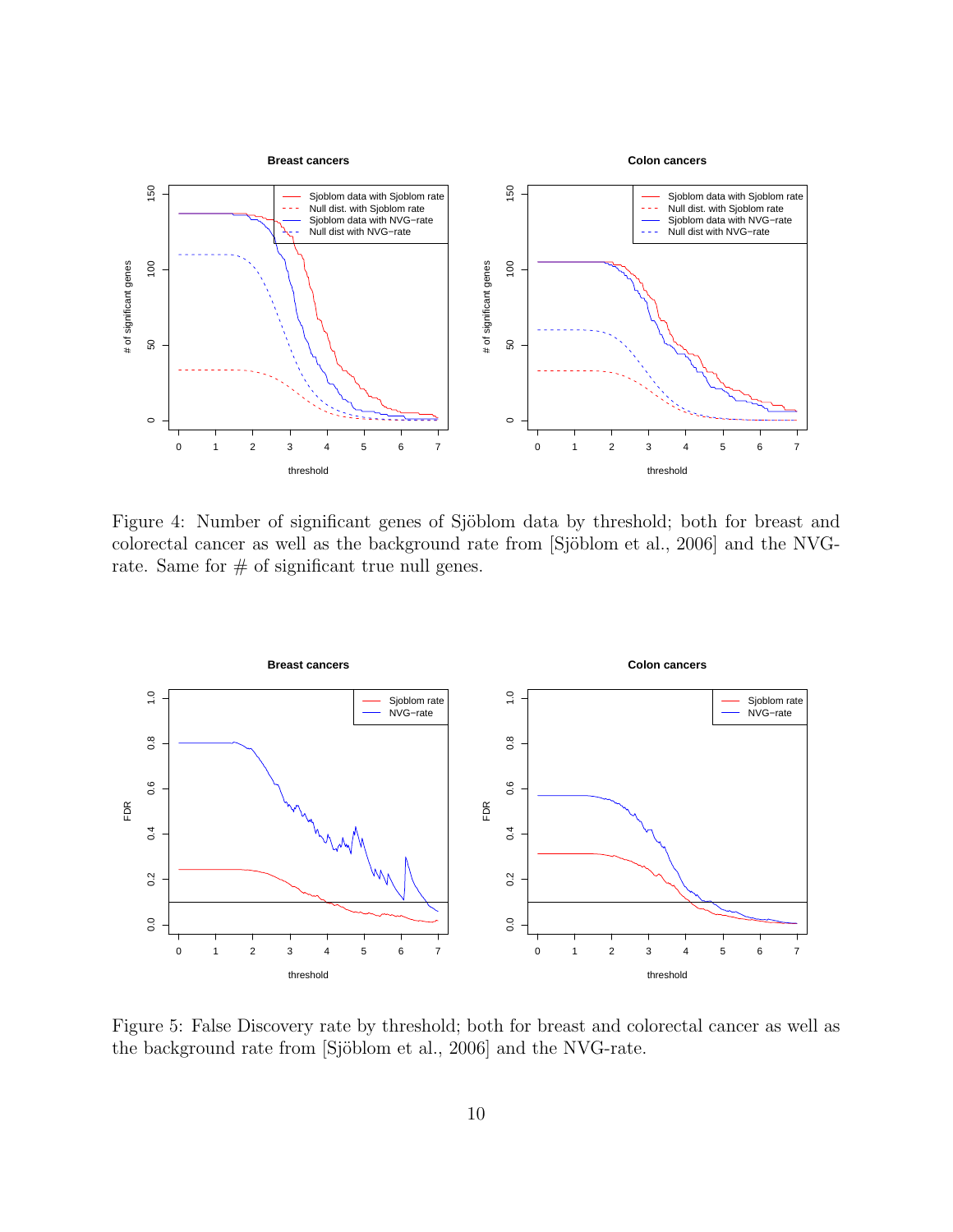Figure 4: Number of significant genes of Sjöblom data by threshold; both for breast and colorectal cancer as well as the background rate from [Sjöblom et al., 2006] and the NVG-rate. Same for # of significant true null genes.

Figure 5: False Discovery rate by threshold; both for breast and colorectal cancer as well as the background rate from [Sjöblom et al., 2006] and the NVG-rate.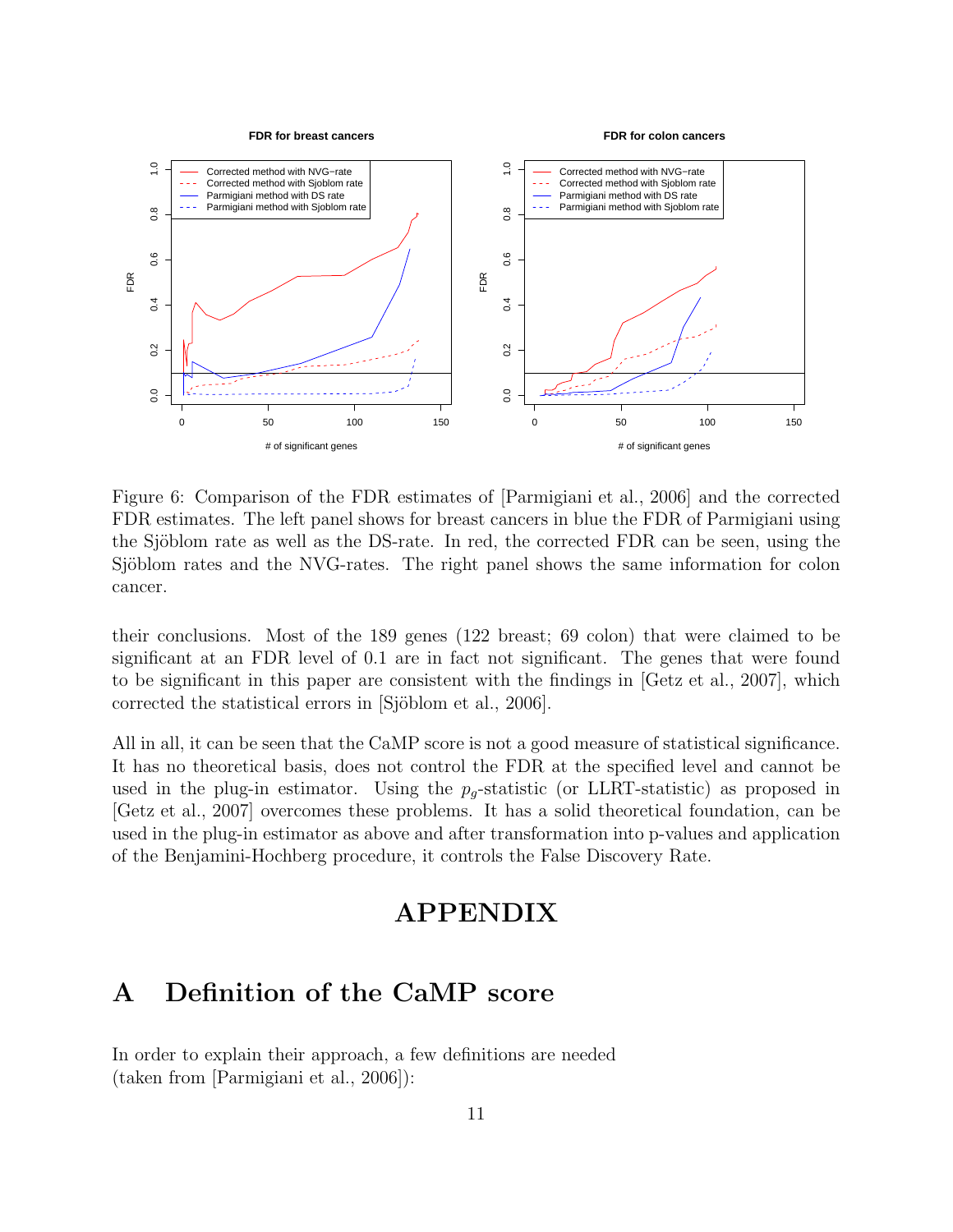Figure 6: Comparison of the FDR estimates of [Parmigiani et al., 2006] and the corrected FDR estimates. The left panel shows for breast cancers in blue the FDR of Parmigiani using the Sjöblom rate as well as the DS-rate. In red, the corrected FDR can be seen, using the Sjöblom rates and the NVG-rates. The right panel shows the same information for colon cancer.

their conclusions. Most of the 189 genes (122 breast; 69 colon) that were claimed to be significant at an FDR level of 0.1 are in fact not significant. The genes that were found to be significant in this paper are consistent with the findings in [Getz et al., 2007], which corrected the statistical errors in [Sjöblom et al., 2006].

All in all, it can be seen that the CaMP score is not a good measure of statistical significance. It has no theoretical basis, does not control the FDR at the specified level and cannot be used in the plug-in estimator. Using the $p_g$-statistic (or LLRT-statistic) as proposed in [Getz et al., 2007] overcomes these problems. It has a solid theoretical foundation, can be used in the plug-in estimator as above and after transformation into p-values and application of the Benjamini-Hochberg procedure, it controls the False Discovery Rate.

# APPENDIX

## A Definition of the CaMP score

In order to explain their approach, a few definitions are needed (taken from [Parmigiani et al., 2006]):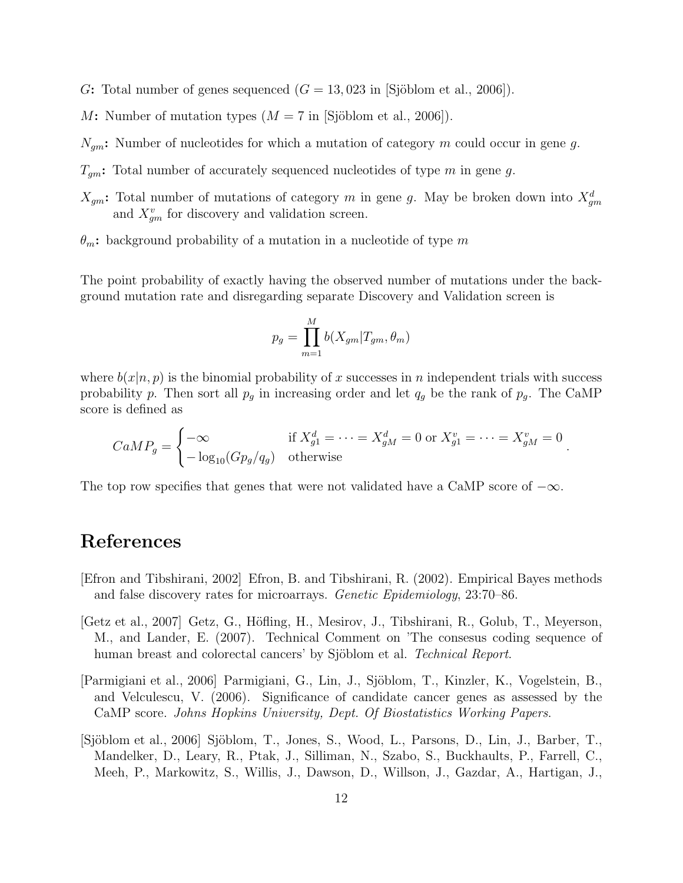$G$**:** Total number of genes sequenced ($G = 13,023$ in [Sjöblom et al., 2006]).

$M$**:** Number of mutation types ($M = 7$ in [Sjöblom et al., 2006]).

$N_{gm}$**:** Number of nucleotides for which a mutation of category $m$ could occur in gene $g$.

$T_{gm}$**:** Total number of accurately sequenced nucleotides of type $m$ in gene $g$.

$X_{gm}$**:** Total number of mutations of category $m$ in gene $g$. May be broken down into $X^d_{gm}$ and $X^v_{gm}$ for discovery and validation screen.

$\theta_m$**:** background probability of a mutation in a nucleotide of type $m$

The point probability of exactly having the observed number of mutations under the background mutation rate and disregarding separate Discovery and Validation screen is

$$p_g = \prod_{m=1}^{M} b(X_{gm}|T_{gm}, \theta_m)$$

where $b(x|n, p)$ is the binomial probability of $x$ successes in $n$ independent trials with success probability $p$. Then sort all $p_g$ in increasing order and let $q_g$ be the rank of $p_g$. The CaMP score is defined as

$$CaMP_g = \begin{cases} -\infty & \text{if } X^d_{g1} = \cdots = X^d_{gM} = 0 \text{ or } X^v_{g1} = \cdots = X^v_{gM} = 0 \\ -\log_{10}(Gp_g/q_g) & \text{otherwise} \end{cases}.$$

The top row specifies that genes that were not validated have a CaMP score of $-\infty$.

# References

[Efron and Tibshirani, 2002] Efron, B. and Tibshirani, R. (2002). Empirical Bayes methods and false discovery rates for microarrays. *Genetic Epidemiology*, 23:70–86.

[Getz et al., 2007] Getz, G., Höfling, H., Mesirov, J., Tibshirani, R., Golub, T., Meyerson, M., and Lander, E. (2007). Technical Comment on 'The consesus coding sequence of human breast and colorectal cancers' by Sjöblom et al. *Technical Report.*

[Parmigiani et al., 2006] Parmigiani, G., Lin, J., Sjöblom, T., Kinzler, K., Vogelstein, B., and Velculescu, V. (2006). Significance of candidate cancer genes as assessed by the CaMP score. *Johns Hopkins University, Dept. Of Biostatistics Working Papers.*

[Sjöblom et al., 2006] Sjöblom, T., Jones, S., Wood, L., Parsons, D., Lin, J., Barber, T., Mandelker, D., Leary, R., Ptak, J., Silliman, N., Szabo, S., Buckhaults, P., Farrell, C., Meeh, P., Markowitz, S., Willis, J., Dawson, D., Willson, J., Gazdar, A., Hartigan, J.,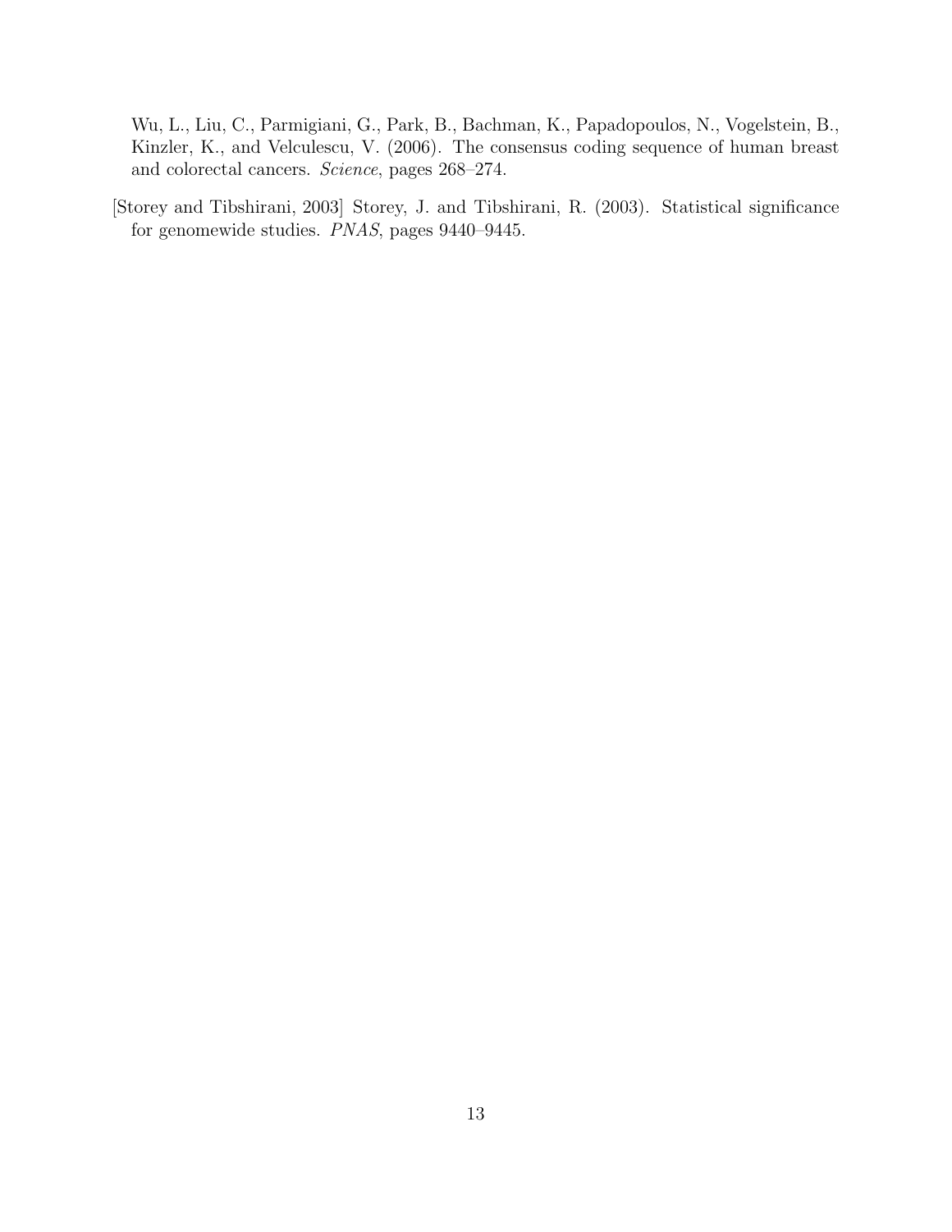Wu, L., Liu, C., Parmigiani, G., Park, B., Bachman, K., Papadopoulos, N., Vogelstein, B., Kinzler, K., and Velculescu, V. (2006). The consensus coding sequence of human breast and colorectal cancers. *Science*, pages 268–274.

[Storey and Tibshirani, 2003] Storey, J. and Tibshirani, R. (2003). Statistical significance for genomewide studies. *PNAS*, pages 9440–9445.